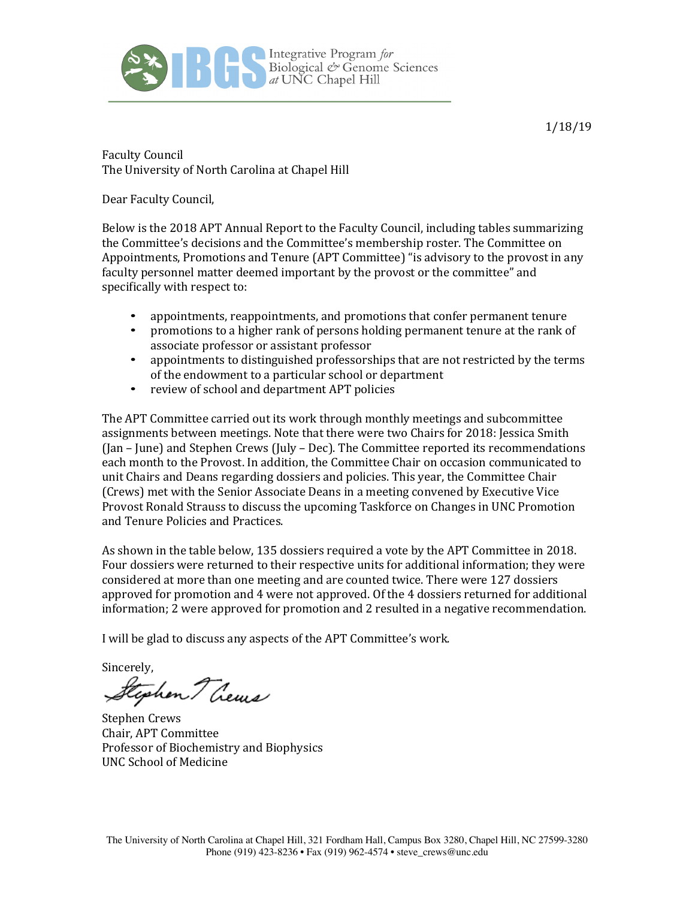Integrative Program *for* Biological & Genome Sciences *at* UNC Chapel Hill

1/18/19

Faculty Council
The University of North Carolina at Chapel Hill

Dear Faculty Council,

Below is the 2018 APT Annual Report to the Faculty Council, including tables summarizing the Committee's decisions and the Committee's membership roster. The Committee on Appointments, Promotions and Tenure (APT Committee) "is advisory to the provost in any faculty personnel matter deemed important by the provost or the committee" and specifically with respect to:

- appointments, reappointments, and promotions that confer permanent tenure
- promotions to a higher rank of persons holding permanent tenure at the rank of associate professor or assistant professor
- appointments to distinguished professorships that are not restricted by the terms of the endowment to a particular school or department
- review of school and department APT policies

The APT Committee carried out its work through monthly meetings and subcommittee assignments between meetings. Note that there were two Chairs for 2018: Jessica Smith (Jan – June) and Stephen Crews (July – Dec). The Committee reported its recommendations each month to the Provost. In addition, the Committee Chair on occasion communicated to unit Chairs and Deans regarding dossiers and policies. This year, the Committee Chair (Crews) met with the Senior Associate Deans in a meeting convened by Executive Vice Provost Ronald Strauss to discuss the upcoming Taskforce on Changes in UNC Promotion and Tenure Policies and Practices.

As shown in the table below, 135 dossiers required a vote by the APT Committee in 2018. Four dossiers were returned to their respective units for additional information; they were considered at more than one meeting and are counted twice. There were 127 dossiers approved for promotion and 4 were not approved. Of the 4 dossiers returned for additional information; 2 were approved for promotion and 2 resulted in a negative recommendation.

I will be glad to discuss any aspects of the APT Committee's work.

Sincerely,

Stephen T Crews

Stephen Crews
Chair, APT Committee
Professor of Biochemistry and Biophysics
UNC School of Medicine

The University of North Carolina at Chapel Hill, 321 Fordham Hall, Campus Box 3280, Chapel Hill, NC 27599-3280
Phone (919) 423-8236 • Fax (919) 962-4574 • steve_crews@unc.edu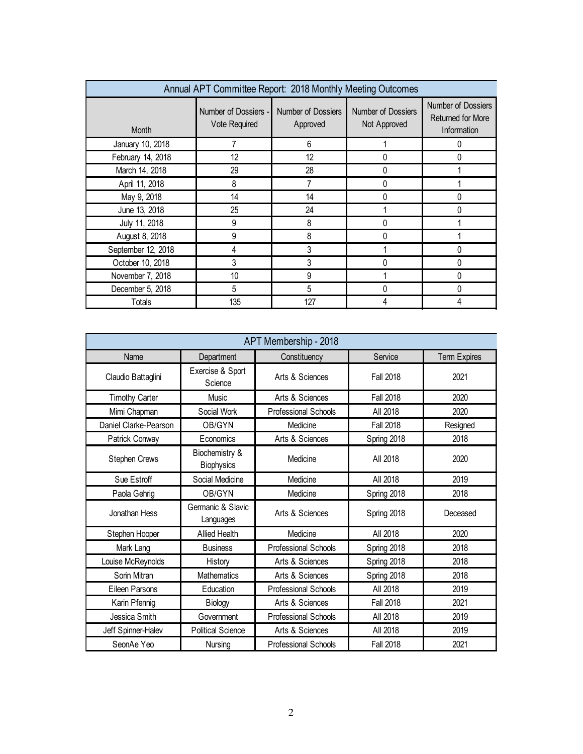| Annual APT Committee Report: 2018 Monthly Meeting Outcomes | | | | |
|---|---|---|---|---|
| Month | Number of Dossiers - Vote Required | Number of Dossiers Approved | Number of Dossiers Not Approved | Number of Dossiers Returned for More Information |
| January 10, 2018 | 7 | 6 | 1 | 0 |
| February 14, 2018 | 12 | 12 | 0 | 0 |
| March 14, 2018 | 29 | 28 | 0 | 1 |
| April 11, 2018 | 8 | 7 | 0 | 1 |
| May 9, 2018 | 14 | 14 | 0 | 0 |
| June 13, 2018 | 25 | 24 | 1 | 0 |
| July 11, 2018 | 9 | 8 | 0 | 1 |
| August 8, 2018 | 9 | 8 | 0 | 1 |
| September 12, 2018 | 4 | 3 | 1 | 0 |
| October 10, 2018 | 3 | 3 | 0 | 0 |
| November 7, 2018 | 10 | 9 | 1 | 0 |
| December 5, 2018 | 5 | 5 | 0 | 0 |
| Totals | 135 | 127 | 4 | 4 |

| APT Membership - 2018 | | | | |
|---|---|---|---|---|
| Name | Department | Constituency | Service | Term Expires |
| Claudio Battaglini | Exercise & Sport Science | Arts & Sciences | Fall 2018 | 2021 |
| Timothy Carter | Music | Arts & Sciences | Fall 2018 | 2020 |
| Mimi Chapman | Social Work | Professional Schools | All 2018 | 2020 |
| Daniel Clarke-Pearson | OB/GYN | Medicine | Fall 2018 | Resigned |
| Patrick Conway | Economics | Arts & Sciences | Spring 2018 | 2018 |
| Stephen Crews | Biochemistry & Biophysics | Medicine | All 2018 | 2020 |
| Sue Estroff | Social Medicine | Medicine | All 2018 | 2019 |
| Paola Gehrig | OB/GYN | Medicine | Spring 2018 | 2018 |
| Jonathan Hess | Germanic & Slavic Languages | Arts & Sciences | Spring 2018 | Deceased |
| Stephen Hooper | Allied Health | Medicine | All 2018 | 2020 |
| Mark Lang | Business | Professional Schools | Spring 2018 | 2018 |
| Louise McReynolds | History | Arts & Sciences | Spring 2018 | 2018 |
| Sorin Mitran | Mathematics | Arts & Sciences | Spring 2018 | 2018 |
| Eileen Parsons | Education | Professional Schools | All 2018 | 2019 |
| Karin Pfennig | Biology | Arts & Sciences | Fall 2018 | 2021 |
| Jessica Smith | Government | Professional Schools | All 2018 | 2019 |
| Jeff Spinner-Halev | Political Science | Arts & Sciences | All 2018 | 2019 |
| SeonAe Yeo | Nursing | Professional Schools | Fall 2018 | 2021 |